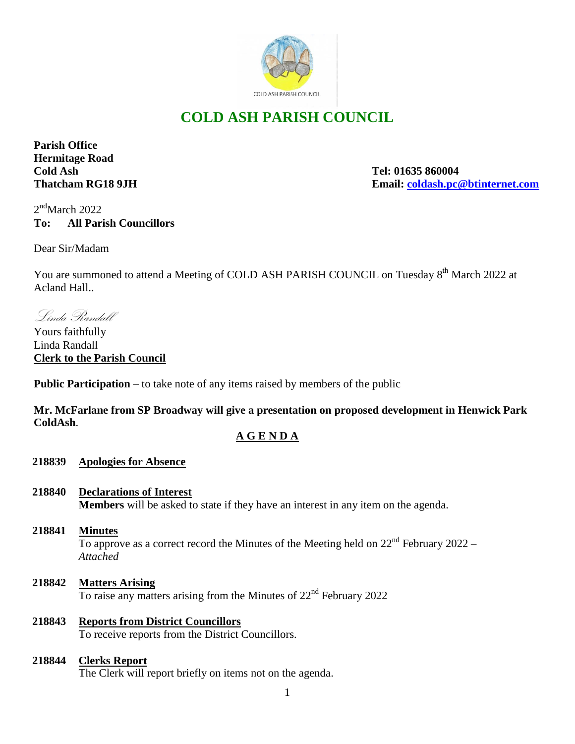# COLD ASH PARISH COUNCIL

**Parish Office**
**Hermitage Road**
**Cold Ash**
**Thatcham RG18 9JH**

**Tel: 01635 860004**
**Email: coldash.pc@btinternet.com**

2nd March 2022
**To: All Parish Councillors**

Dear Sir/Madam

You are summoned to attend a Meeting of COLD ASH PARISH COUNCIL on Tuesday 8th March 2022 at Acland Hall..

*Linda Randall*

Yours faithfully
Linda Randall
**Clerk to the Parish Council**

**Public Participation** – to take note of any items raised by members of the public

**Mr. McFarlane from SP Broadway will give a presentation on proposed development in Henwick Park ColdAsh**.

## A G E N D A

**218839 Apologies for Absence**

**218840 Declarations of Interest**
**Members** will be asked to state if they have an interest in any item on the agenda.

**218841 Minutes**
To approve as a correct record the Minutes of the Meeting held on 22nd February 2022 – *Attached*

**218842 Matters Arising**
To raise any matters arising from the Minutes of 22nd February 2022

**218843 Reports from District Councillors**
To receive reports from the District Councillors.

**218844 Clerks Report**
The Clerk will report briefly on items not on the agenda.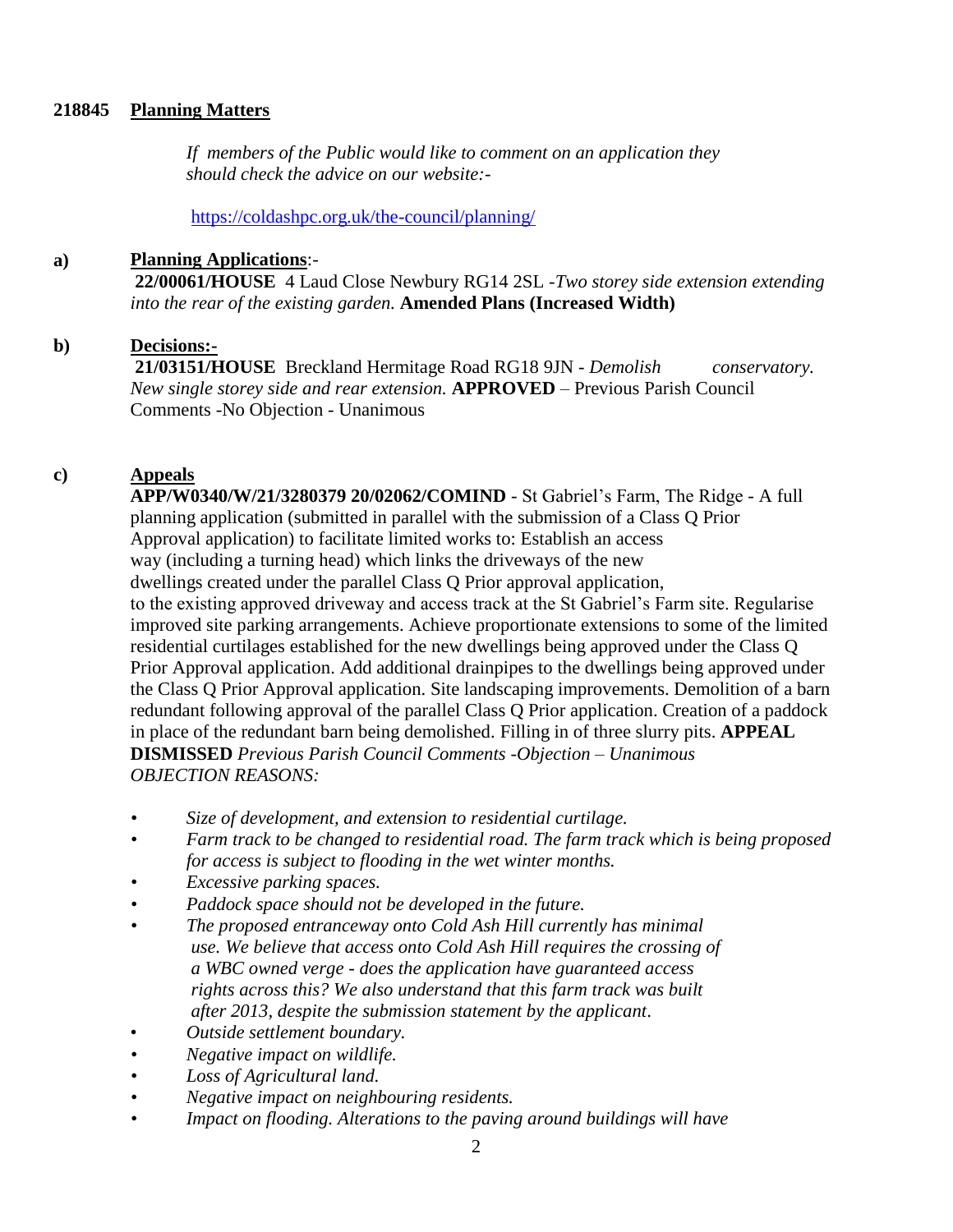**218845 Planning Matters**

*If members of the Public would like to comment on an application they should check the advice on our website:-*

https://coldashpc.org.uk/the-council/planning/

**a) Planning Applications**:-

**22/00061/HOUSE** 4 Laud Close Newbury RG14 2SL -*Two storey side extension extending into the rear of the existing garden.* **Amended Plans (Increased Width)**

**b) Decisions:-**

**21/03151/HOUSE** Breckland Hermitage Road RG18 9JN - *Demolish conservatory. New single storey side and rear extension.* **APPROVED** – Previous Parish Council Comments -No Objection - Unanimous

**c) Appeals**

**APP/W0340/W/21/3280379 20/02062/COMIND** - St Gabriel's Farm, The Ridge - A full planning application (submitted in parallel with the submission of a Class Q Prior Approval application) to facilitate limited works to: Establish an access way (including a turning head) which links the driveways of the new dwellings created under the parallel Class Q Prior approval application, to the existing approved driveway and access track at the St Gabriel's Farm site. Regularise improved site parking arrangements. Achieve proportionate extensions to some of the limited residential curtilages established for the new dwellings being approved under the Class Q Prior Approval application. Add additional drainpipes to the dwellings being approved under the Class Q Prior Approval application. Site landscaping improvements. Demolition of a barn redundant following approval of the parallel Class Q Prior application. Creation of a paddock in place of the redundant barn being demolished. Filling in of three slurry pits. **APPEAL DISMISSED** *Previous Parish Council Comments -Objection – Unanimous*
*OBJECTION REASONS:*

- *Size of development, and extension to residential curtilage.*
- *Farm track to be changed to residential road. The farm track which is being proposed for access is subject to flooding in the wet winter months.*
- *Excessive parking spaces.*
- *Paddock space should not be developed in the future.*
- *The proposed entranceway onto Cold Ash Hill currently has minimal use. We believe that access onto Cold Ash Hill requires the crossing of a WBC owned verge - does the application have guaranteed access rights across this? We also understand that this farm track was built after 2013, despite the submission statement by the applicant.*
- *Outside settlement boundary.*
- *Negative impact on wildlife.*
- *Loss of Agricultural land.*
- *Negative impact on neighbouring residents.*
- *Impact on flooding. Alterations to the paving around buildings will have*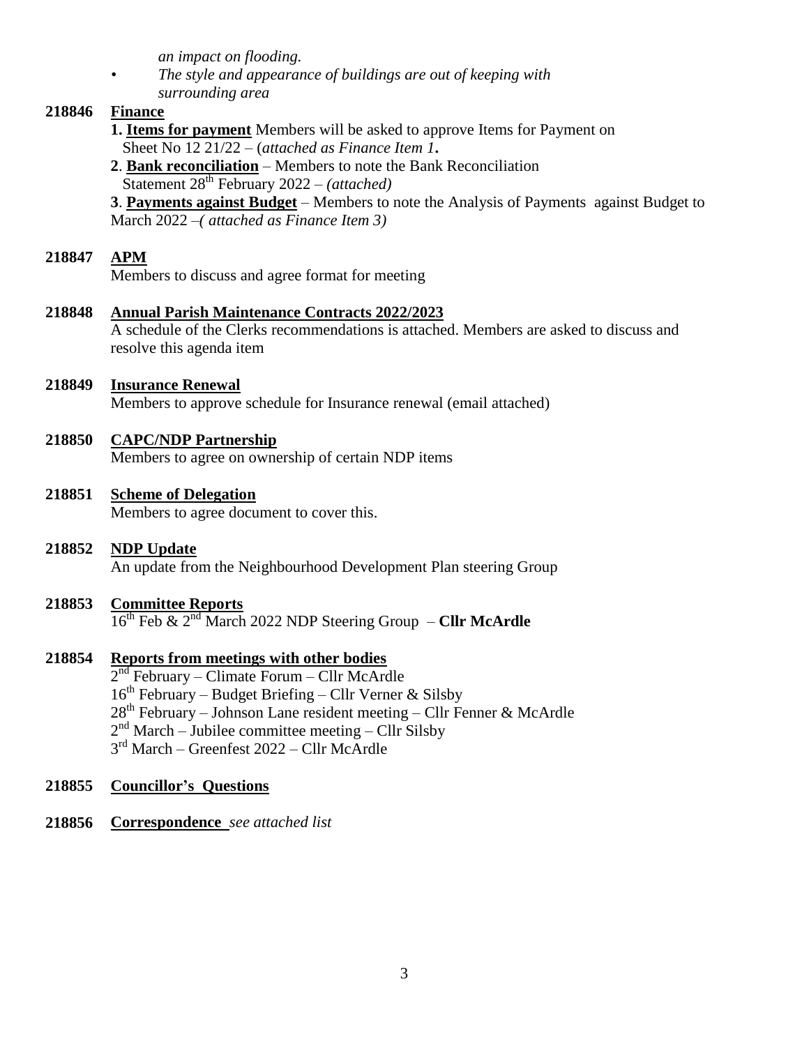*an impact on flooding.*

- *The style and appearance of buildings are out of keeping with surrounding area*

**218846 Finance**

**1. Items for payment** Members will be asked to approve Items for Payment on Sheet No 12 21/22 – (*attached as Finance Item 1***.**

**2**. **Bank reconciliation** – Members to note the Bank Reconciliation Statement 28th February 2022 – *(attached)*

**3**. **Payments against Budget** – Members to note the Analysis of Payments against Budget to March 2022 –*( attached as Finance Item 3)*

**218847 APM**

Members to discuss and agree format for meeting

**218848 Annual Parish Maintenance Contracts 2022/2023**

A schedule of the Clerks recommendations is attached. Members are asked to discuss and resolve this agenda item

**218849 Insurance Renewal**

Members to approve schedule for Insurance renewal (email attached)

**218850 CAPC/NDP Partnership**

Members to agree on ownership of certain NDP items

**218851 Scheme of Delegation**

Members to agree document to cover this.

**218852 NDP Update**

An update from the Neighbourhood Development Plan steering Group

**218853 Committee Reports**

16th Feb & 2nd March 2022 NDP Steering Group – **Cllr McArdle**

**218854 Reports from meetings with other bodies**

2nd February – Climate Forum – Cllr McArdle
16th February – Budget Briefing – Cllr Verner & Silsby
28th February – Johnson Lane resident meeting – Cllr Fenner & McArdle
2nd March – Jubilee committee meeting – Cllr Silsby
3rd March – Greenfest 2022 – Cllr McArdle

**218855 Councillor's Questions**

**218856 Correspondence** *see attached list*